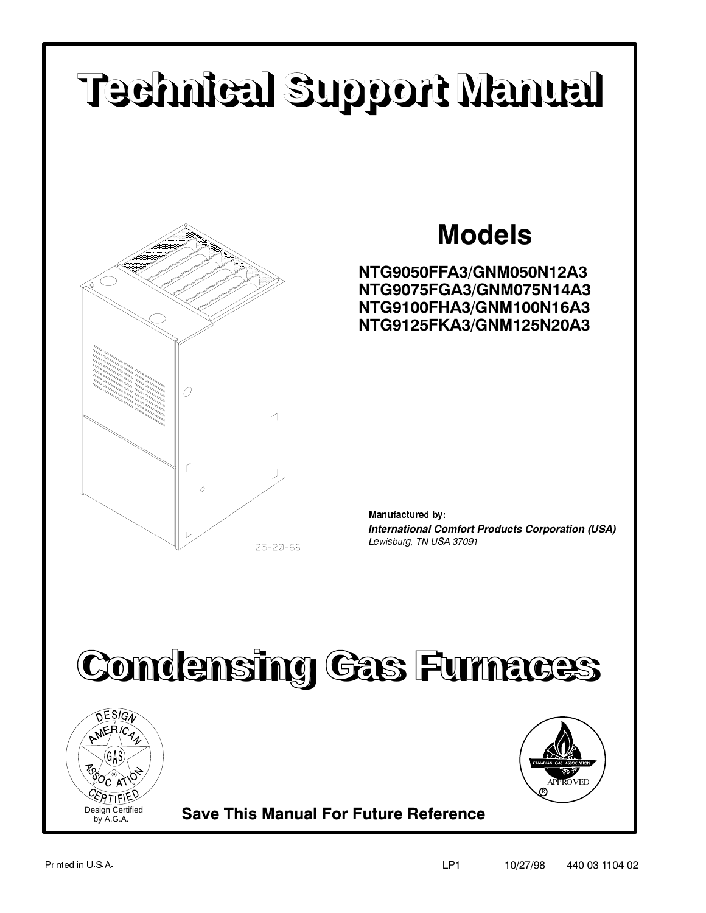# Technical Support Manual

## Models

**NTG9050FFA3/GNM050N12A3**
**NTG9075FGA3/GNM075N14A3**
**NTG9100FHA3/GNM100N16A3**
**NTG9125FKA3/GNM125N20A3**

25-20-66

Manufactured by:

***International Comfort Products Corporation (USA)***
*Lewisburg, TN USA 37091*

# Condensing Gas Furnaces

DESIGN AMERICAN GAS ASSOCIATION CERTIFIED

Design Certified by A.G.A.

**Save This Manual For Future Reference**

CANADIAN GAS ASSOCIATION APPROVED

Printed in U.S.A. LP1 10/27/98 440 03 1104 02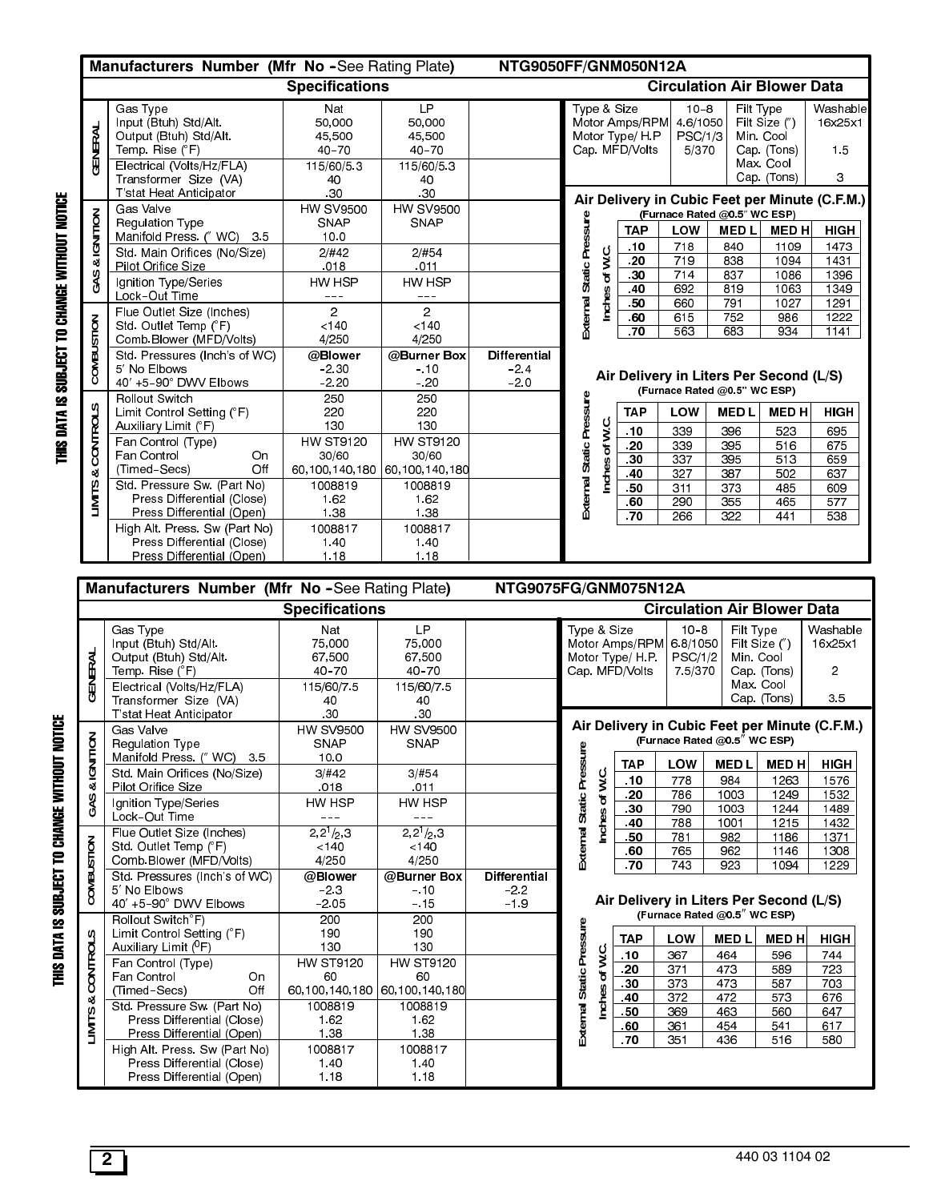THIS DATA IS SUBJECT TO CHANGE WITHOUT NOTICE

## Manufacturers Number (Mfr No - See Rating Plate) NTG9050FF/GNM050N12A

### Specifications

| Section | Item | Nat | LP | |
|---|---|---|---|---|
| GENERAL | Gas Type | Nat | LP | |
| | Input (Btuh) Std/Alt. | 50,000 | 50,000 | |
| | Output (Btuh) Std/Alt. | 45,500 | 45,500 | |
| | Temp. Rise (°F) | 40-70 | 40-70 | |
| | Electrical (Volts/Hz/FLA) | 115/60/5.3 | 115/60/5.3 | |
| | Transformer Size (VA) | 40 | 40 | |
| | T'stat Heat Anticipator | .30 | .30 | |
| GAS & IGNITION | Gas Valve | HW SV9500 | HW SV9500 | |
| | Regulation Type | SNAP | SNAP | |
| | Manifold Press. (" WC) 3.5 | 10.0 | | |
| | Std. Main Orifices (No/Size) | 2/#42 | 2/#54 | |
| | Pilot Orifice Size | .018 | .011 | |
| | Ignition Type/Series | HW HSP | HW HSP | |
| | Lock-Out Time | --- | --- | |
| COMBUSTION | Flue Outlet Size (Inches) | 2 | 2 | |
| | Std. Outlet Temp (°F) | <140 | <140 | |
| | Comb.Blower (MFD/Volts) | 4/250 | 4/250 | |
| | Std. Pressures (Inch's of WC) | @Blower | @Burner Box | Differential |
| | 5' No Elbows | -2.30 | -.10 | -2.4 |
| | 40' +5-90° DWV Elbows | -2.20 | -.20 | -2.0 |
| LIMITS & CONTROLS | Rollout Switch | 250 | 250 | |
| | Limit Control Setting (°F) | 220 | 220 | |
| | Auxiliary Limit (°F) | 130 | 130 | |
| | Fan Control (Type) | HW ST9120 | HW ST9120 | |
| | Fan Control On | 30/60 | 30/60 | |
| | (Timed-Secs) Off | 60,100,140,180 | 60,100,140,180 | |
| | Std. Pressure Sw. (Part No) | 1008819 | 1008819 | |
| | Press Differential (Close) | 1.62 | 1.62 | |
| | Press Differential (Open) | 1.38 | 1.38 | |
| | High Alt. Press. Sw (Part No) | 1008817 | 1008817 | |
| | Press Differential (Close) | 1.40 | 1.40 | |
| | Press Differential (Open) | 1.18 | 1.18 | |

### Circulation Air Blower Data

| | | | |
|---|---|---|---|
| Type & Size | 10-8 | Filt Type | Washable |
| Motor Amps/RPM | 4.6/1050 | Filt Size (") | 16x25x1 |
| Motor Type/ H.P | PSC/1/3 | Min. Cool Cap. (Tons) | 1.5 |
| Cap. MFD/Volts | 5/370 | Max. Cool Cap. (Tons) | 3 |

**Air Delivery in Cubic Feet per Minute (C.F.M.)**
(Furnace Rated @0.5" WC ESP)

External Static Pressure Inches of W.C.

| TAP | LOW | MED L | MED H | HIGH |
|---|---|---|---|---|
| .10 | 718 | 840 | 1109 | 1473 |
| .20 | 719 | 838 | 1094 | 1431 |
| .30 | 714 | 837 | 1086 | 1396 |
| .40 | 692 | 819 | 1063 | 1349 |
| .50 | 660 | 791 | 1027 | 1291 |
| .60 | 615 | 752 | 986 | 1222 |
| .70 | 563 | 683 | 934 | 1141 |

**Air Delivery in Liters Per Second (L/S)**
(Furnace Rated @0.5" WC ESP)

External Static Pressure Inches of W.C.

| TAP | LOW | MED L | MED H | HIGH |
|---|---|---|---|---|
| .10 | 339 | 396 | 523 | 695 |
| .20 | 339 | 395 | 516 | 675 |
| .30 | 337 | 395 | 513 | 659 |
| .40 | 327 | 387 | 502 | 637 |
| .50 | 311 | 373 | 485 | 609 |
| .60 | 290 | 355 | 465 | 577 |
| .70 | 266 | 322 | 441 | 538 |

THIS DATA IS SUBJECT TO CHANGE WITHOUT NOTICE

## Manufacturers Number (Mfr No - See Rating Plate) NTG9075FG/GNM075N12A

### Specifications

| Section | Item | Nat | LP | |
|---|---|---|---|---|
| GENERAL | Gas Type | Nat | LP | |
| | Input (Btuh) Std/Alt. | 75,000 | 75,000 | |
| | Output (Btuh) Std/Alt. | 67,500 | 67,500 | |
| | Temp. Rise (°F) | 40-70 | 40-70 | |
| | Electrical (Volts/Hz/FLA) | 115/60/7.5 | 115/60/7.5 | |
| | Transformer Size (VA) | 40 | 40 | |
| | T'stat Heat Anticipator | .30 | .30 | |
| GAS & IGNITION | Gas Valve | HW SV9500 | HW SV9500 | |
| | Regulation Type | SNAP | SNAP | |
| | Manifold Press. (" WC) 3.5 | 10.0 | | |
| | Std. Main Orifices (No/Size) | 3/#42 | 3/#54 | |
| | Pilot Orifice Size | .018 | .011 | |
| | Ignition Type/Series | HW HSP | HW HSP | |
| | Lock-Out Time | --- | --- | |
| COMBUSTION | Flue Outlet Size (Inches) | 2,2 1/2,3 | 2,2 1/2,3 | |
| | Std. Outlet Temp (°F) | <140 | <140 | |
| | Comb.Blower (MFD/Volts) | 4/250 | 4/250 | |
| | Std. Pressures (Inch's of WC) | @Blower | @Burner Box | Differential |
| | 5' No Elbows | -2.3 | -.10 | -2.2 |
| | 40' +5-90° DWV Elbows | -2.05 | -.15 | -1.9 |
| LIMITS & CONTROLS | Rollout Switch°F) | 200 | 200 | |
| | Limit Control Setting (°F) | 190 | 190 | |
| | Auxiliary Limit (°F) | 130 | 130 | |
| | Fan Control (Type) | HW ST9120 | HW ST9120 | |
| | Fan Control On | 60 | 60 | |
| | (Timed-Secs) Off | 60,100,140,180 | 60,100,140,180 | |
| | Std. Pressure Sw. (Part No) | 1008819 | 1008819 | |
| | Press Differential (Close) | 1.62 | 1.62 | |
| | Press Differential (Open) | 1.38 | 1.38 | |
| | High Alt. Press. Sw (Part No) | 1008817 | 1008817 | |
| | Press Differential (Close) | 1.40 | 1.40 | |
| | Press Differential (Open) | 1.18 | 1.18 | |

### Circulation Air Blower Data

| | | | |
|---|---|---|---|
| Type & Size | 10-8 | Filt Type | Washable |
| Motor Amps/RPM | 6.8/1050 | Filt Size (") | 16x25x1 |
| Motor Type/ H.P. | PSC/1/2 | Min. Cool Cap. (Tons) | 2 |
| Cap. MFD/Volts | 7.5/370 | Max. Cool Cap. (Tons) | 3.5 |

**Air Delivery in Cubic Feet per Minute (C.F.M.)**
(Furnace Rated @0.5" WC ESP)

External Static Pressure Inches of W.C.

| TAP | LOW | MED L | MED H | HIGH |
|---|---|---|---|---|
| .10 | 778 | 984 | 1263 | 1576 |
| .20 | 786 | 1003 | 1249 | 1532 |
| .30 | 790 | 1003 | 1244 | 1489 |
| .40 | 788 | 1001 | 1215 | 1432 |
| .50 | 781 | 982 | 1186 | 1371 |
| .60 | 765 | 962 | 1146 | 1308 |
| .70 | 743 | 923 | 1094 | 1229 |

**Air Delivery in Liters Per Second (L/S)**
(Furnace Rated @0.5" WC ESP)

External Static Pressure Inches of W.C.

| TAP | LOW | MED L | MED H | HIGH |
|---|---|---|---|---|
| .10 | 367 | 464 | 596 | 744 |
| .20 | 371 | 473 | 589 | 723 |
| .30 | 373 | 473 | 587 | 703 |
| .40 | 372 | 472 | 573 | 676 |
| .50 | 369 | 463 | 560 | 647 |
| .60 | 361 | 454 | 541 | 617 |
| .70 | 351 | 436 | 516 | 580 |

440 03 1104 02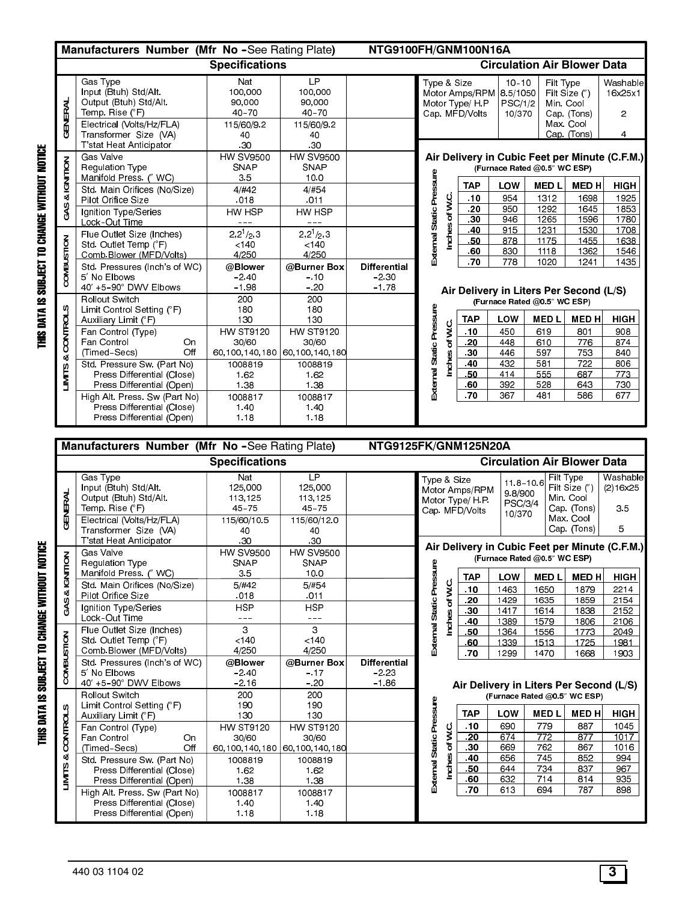THIS DATA IS SUBJECT TO CHANGE WITHOUT NOTICE

## Manufacturers Number (Mfr No -See Rating Plate) NTG9100FH/GNM100N16A

### Specifications

| Section | Item | Nat | LP | |
|---|---|---|---|---|
| GENERAL | Gas Type | Nat | LP | |
| | Input (Btuh) Std/Alt. | 100,000 | 100,000 | |
| | Output (Btuh) Std/Alt. | 90,000 | 90,000 | |
| | Temp. Rise (°F) | 40–70 | 40–70 | |
| | Electrical (Volts/Hz/FLA) | 115/60/9.2 | 115/60/9.2 | |
| | Transformer Size (VA) | 40 | 40 | |
| | T'stat Heat Anticipator | .30 | .30 | |
| GAS & IGNITION | Gas Valve | HW SV9500 | HW SV9500 | |
| | Regulation Type | SNAP | SNAP | |
| | Manifold Press. (" WC) | 3.5 | 10.0 | |
| | Std. Main Orifices (No/Size) | 4/#42 | 4/#54 | |
| | Pilot Orifice Size | .018 | .011 | |
| | Ignition Type/Series | HW HSP | HW HSP | |
| | Lock-Out Time | --- | --- | |
| COMBUSTION | Flue Outlet Size (Inches) | 2,2 1/2,3 | 2,2 1/2,3 | |
| | Std. Outlet Temp (°F) | <140 | <140 | |
| | Comb.Blower (MFD/Volts) | 4/250 | 4/250 | |
| | Std. Pressures (Inch's of WC) | **@Blower** | **@Burner Box** | **Differential** |
| | 5' No Elbows | -2.40 | -.10 | -2.30 |
| | 40' +5-90° DWV Elbows | -1.98 | -.20 | -1.78 |
| LIMITS & CONTROLS | Rollout Switch | 200 | 200 | |
| | Limit Control Setting (°F) | 180 | 180 | |
| | Auxiliary Limit (°F) | 130 | 130 | |
| | Fan Control (Type) | HW ST9120 | HW ST9120 | |
| | Fan Control On | 30/60 | 30/60 | |
| | (Timed-Secs) Off | 60,100,140,180 | 60,100,140,180 | |
| | Std. Pressure Sw. (Part No) | 1008819 | 1008819 | |
| | Press Differential (Close) | 1.62 | 1.62 | |
| | Press Differential (Open) | 1.38 | 1.38 | |
| | High Alt. Press. Sw (Part No) | 1008817 | 1008817 | |
| | Press Differential (Close) | 1.40 | 1.40 | |
| | Press Differential (Open) | 1.18 | 1.18 | |

### Circulation Air Blower Data

| | | | |
|---|---|---|---|
| Type & Size | 10-10 | Filt Type | Washable |
| Motor Amps/RPM | 8.5/1050 | Filt Size (") | 16x25x1 |
| Motor Type/ H.P | PSC/1/2 | Min. Cool Cap. (Tons) | 2 |
| Cap. MFD/Volts | 10/370 | Max. Cool Cap. (Tons) | 4 |

**Air Delivery in Cubic Feet per Minute (C.F.M.)**
(Furnace Rated @0.5" WC ESP)

| External Static Pressure Inches of W.C. TAP | LOW | MED L | MED H | HIGH |
|---|---|---|---|---|
| .10 | 954 | 1312 | 1698 | 1925 |
| .20 | 950 | 1292 | 1645 | 1853 |
| .30 | 946 | 1265 | 1596 | 1780 |
| .40 | 915 | 1231 | 1530 | 1708 |
| .50 | 878 | 1175 | 1455 | 1638 |
| .60 | 830 | 1118 | 1362 | 1546 |
| .70 | 778 | 1020 | 1241 | 1435 |

**Air Delivery in Liters Per Second (L/S)**
(Furnace Rated @0.5" WC ESP)

| External Static Pressure Inches of W.C. TAP | LOW | MED L | MED H | HIGH |
|---|---|---|---|---|
| .10 | 450 | 619 | 801 | 908 |
| .20 | 448 | 610 | 776 | 874 |
| .30 | 446 | 597 | 753 | 840 |
| .40 | 432 | 581 | 722 | 806 |
| .50 | 414 | 555 | 687 | 773 |
| .60 | 392 | 528 | 643 | 730 |
| .70 | 367 | 481 | 586 | 677 |

## Manufacturers Number (Mfr No -See Rating Plate) NTG9125FK/GNM125N20A

### Specifications

| Section | Item | Nat | LP | |
|---|---|---|---|---|
| GENERAL | Gas Type | Nat | LP | |
| | Input (Btuh) Std/Alt. | 125,000 | 125,000 | |
| | Output (Btuh) Std/Alt. | 113,125 | 113,125 | |
| | Temp. Rise (°F) | 45–75 | 45–75 | |
| | Electrical (Volts/Hz/FLA) | 115/60/10.5 | 115/60/12.0 | |
| | Transformer Size (VA) | 40 | 40 | |
| | T'stat Heat Anticipator | .30 | .30 | |
| GAS & IGNITION | Gas Valve | HW SV9500 | HW SV9500 | |
| | Regulation Type | SNAP | SNAP | |
| | Manifold Press. (" WC) | 3.5 | 10.0 | |
| | Std. Main Orifices (No/Size) | 5/#42 | 5/#54 | |
| | Pilot Orifice Size | .018 | .011 | |
| | Ignition Type/Series | HSP | HSP | |
| | Lock-Out Time | --- | --- | |
| COMBUSTION | Flue Outlet Size (Inches) | 3 | 3 | |
| | Std. Outlet Temp (°F) | <140 | <140 | |
| | Comb.Blower (MFD/Volts) | 4/250 | 4/250 | |
| | Std. Pressures (Inch's of WC) | **@Blower** | **@Burner Box** | **Differential** |
| | 5' No Elbows | -2.40 | -.17 | -2.23 |
| | 40' +5-90° DWV Elbows | -2.16 | -.20 | -1.86 |
| LIMITS & CONTROLS | Rollout Switch | 200 | 200 | |
| | Limit Control Setting (°F) | 190 | 190 | |
| | Auxiliary Limit (°F) | 130 | 130 | |
| | Fan Control (Type) | HW ST9120 | HW ST9120 | |
| | Fan Control On | 30/60 | 30/60 | |
| | (Timed-Secs) Off | 60,100,140,180 | 60,100,140,180 | |
| | Std. Pressure Sw. (Part No) | 1008819 | 1008819 | |
| | Press Differential (Close) | 1.62 | 1.62 | |
| | Press Differential (Open) | 1.38 | 1.38 | |
| | High Alt. Press. Sw (Part No) | 1008817 | 1008817 | |
| | Press Differential (Close) | 1.40 | 1.40 | |
| | Press Differential (Open) | 1.18 | 1.18 | |

### Circulation Air Blower Data

| | | | |
|---|---|---|---|
| Type & Size | 11.8-10.6 | Filt Type | Washable |
| Motor Amps/RPM | 9.8/900 | Filt Size (") | (2)16x25 |
| Motor Type/ H.P. | PSC/3/4 | Min. Cool Cap. (Tons) | 3.5 |
| Cap. MFD/Volts | 10/370 | Max. Cool Cap. (Tons) | 5 |

**Air Delivery in Cubic Feet per Minute (C.F.M.)**
(Furnace Rated @0.5" WC ESP)

| External Static Pressure Inches of W.C. TAP | LOW | MED L | MED H | HIGH |
|---|---|---|---|---|
| .10 | 1463 | 1650 | 1879 | 2214 |
| .20 | 1429 | 1635 | 1859 | 2154 |
| .30 | 1417 | 1614 | 1838 | 2152 |
| .40 | 1389 | 1579 | 1806 | 2106 |
| .50 | 1364 | 1556 | 1773 | 2049 |
| .60 | 1339 | 1513 | 1725 | 1981 |
| .70 | 1299 | 1470 | 1668 | 1903 |

**Air Delivery in Liters Per Second (L/S)**
(Furnace Rated @0.5" WC ESP)

| External Static Pressure Inches of W.C. TAP | LOW | MED L | MED H | HIGH |
|---|---|---|---|---|
| .10 | 690 | 779 | 887 | 1045 |
| .20 | 674 | 772 | 877 | 1017 |
| .30 | 669 | 762 | 867 | 1016 |
| .40 | 656 | 745 | 852 | 994 |
| .50 | 644 | 734 | 837 | 967 |
| .60 | 632 | 714 | 814 | 935 |
| .70 | 613 | 694 | 787 | 898 |

THIS DATA IS SUBJECT TO CHANGE WITHOUT NOTICE

440 03 1104 02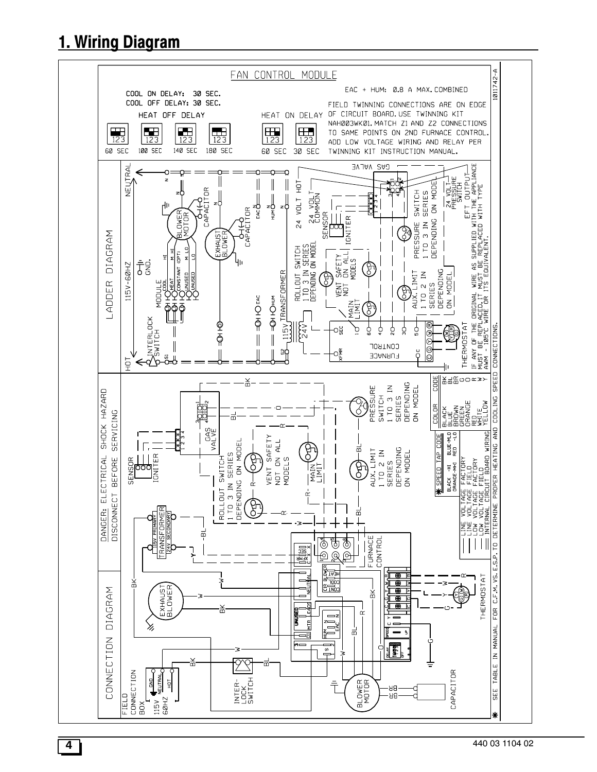# 1. Wiring Diagram

FAN CONTROL MODULE

COOL ON DELAY: 30 SEC.
COOL OFF DELAY: 30 SEC.

HEAT OFF DELAY: 60 SEC, 100 SEC, 140 SEC, 180 SEC

HEAT ON DELAY: 60 SEC, 30 SEC

EAC + HUM: 0.8 A MAX. COMBINED

FIELD TWINNING CONNECTIONS ARE ON EDGE OF CIRCUIT BOARD. USE TWINNING KIT NAH003WK01. MATCH Z1 AND Z2 CONNECTIONS TO SAME POINTS ON 2ND FURNACE CONTROL. ADD LOW VOLTAGE WIRING AND RELAY PER TWINNING KIT INSTRUCTION MANUAL.

1011742-A

## LADDER DIAGRAM

115V-60HZ

HOT / NEUTRAL / GND. / INTERLOCK SWITCH / MODULE (COOL, HEAT, CONSTANT, UNUSED, UNUSED) / HI, M HI, (OPT) M LO, LO / BLOWER MOTOR / CAPACITOR / EXHAUST BLOWER / CAPACITOR / EAC / HUM / 115V TRANSFORMER 24V / 24 VOLT HOT / 24 VOLT COMMON / SENSOR / IGNITER / GAS VALVE / ROLLOUT SWITCH 1 TO 3 IN SERIES DEPENDING ON MODEL / VENT SAFETY NOT ON ALL MODELS / MAIN LIMIT / AUX. LIMIT 1 TO 2 IN SERIES DEPENDING ON MODEL / PRESSURE SWITCH 1 TO 3 IN SERIES DEPENDING ON MODEL / 24 VOLT PRESSURE SWITCH / EFT OUTPUT / FURNACE CONTROL / THERMOSTAT

IF ANY OF THE ORIGINAL WIRE AS SUPPLIED WITH THE APPLIANCE MUST BE REPLACED, IT MUST BE REPLACED WITH TYPE AWM - 105°C WIRE OR ITS EQUIVALENT.

## CONNECTION DIAGRAM

DANGER: ELECTRICAL SHOCK HAZARD
DISCONNECT BEFORE SERVICING

FIELD CONNECTION BOX 115V 60HZ (GND, NEUTRAL, HOT) / INTER-LOCK SWITCH / EXHAUST BLOWER / TRANSFORMER (115V PRIMARY, 24V SECONDARY) / SENSOR / IGNITER / GAS VALVE / ROLLOUT SWITCH 1 TO 3 IN SERIES DEPENDING ON MODEL / VENT SAFETY NOT ON ALL MODELS / MAIN LIMIT / AUX. LIMIT 1 TO 2 IN SERIES DEPENDING ON MODEL / PRESSURE SWITCH 1 TO 3 IN SERIES DEPENDING ON MODEL / FURNACE CONTROL / BLOWER MOTOR / CAPACITOR / THERMOSTAT

| COLOR | CODE |
| --- | --- |
| BLACK | BK |
| BLUE | BL |
| BROWN | BR |
| GREEN | G |
| ORANGE | O |
| RED | R |
| WHITE | W |
| YELLOW | Y |

✱ SPEED TAP CODE: BLACK -HI, BLUE-MLO, ORANGE-MHI, RED -LO

LINE VOLTAGE FACTORY
LINE VOLTAGE FIELD
LOW VOLTAGE FACTORY
LOW VOLTAGE FIELD
INTERNAL CIRCUIT BOARD WIRING

✱ SEE TABLE IN MANUAL FOR C.F.M. VS. E.S.P. TO DETERMINE PROPER HEATING AND COOLING SPEED CONNECTIONS.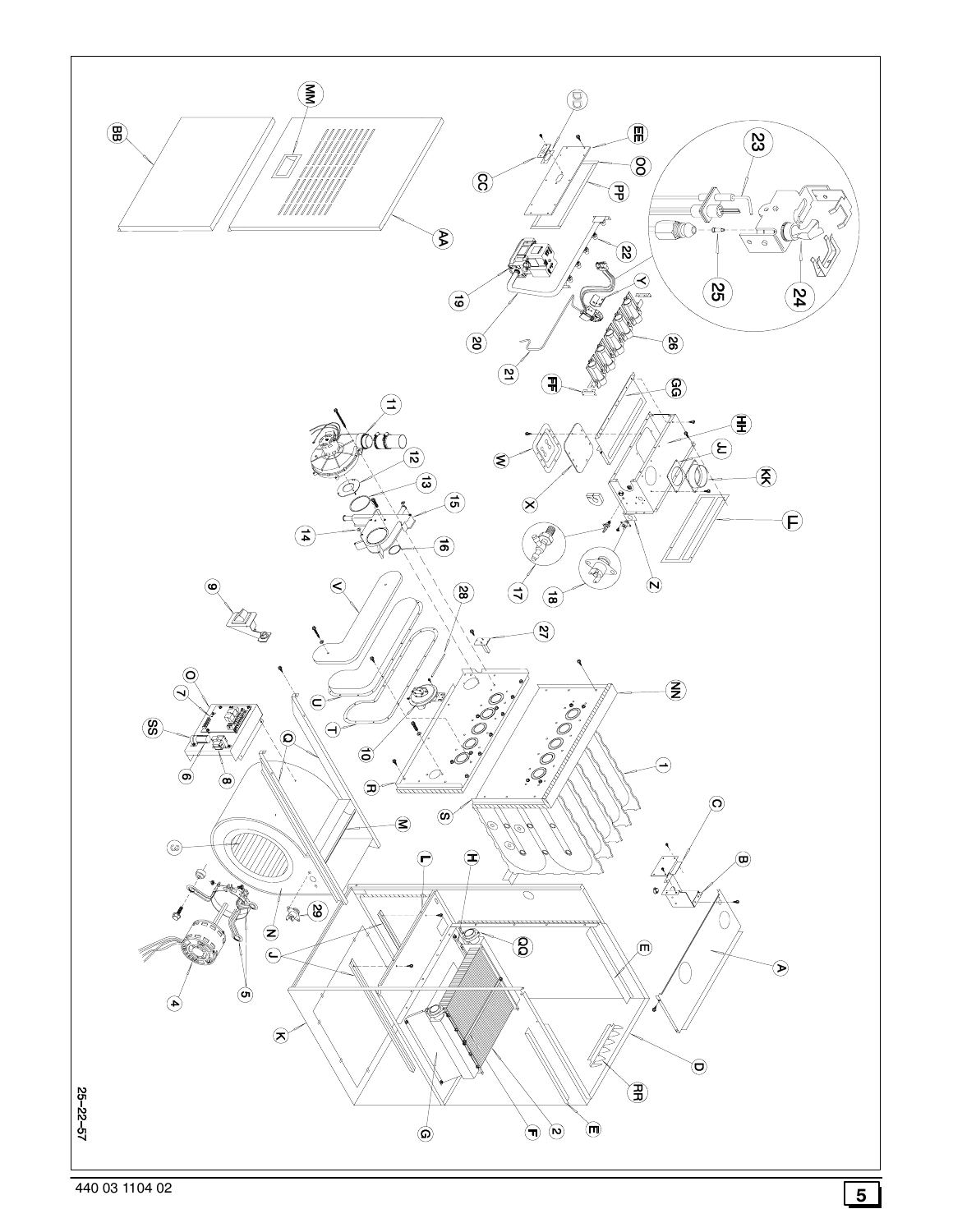BB
MM
AA
CC
DD
EE
OO
PP
19
20
22
21
Y
26
23
24
25
FF
GG
HH
JJ
KK
LL
W
X
Z
17
18
11
12
13
14
15
16
V
U
T
28
27
10
R
S
NN
1
9
O
7
SS
6
8
Q
M
3
4
5
29
N
L
H
QQ
J
K
C
B
A
E
D
RR
G
F
2
E
25–22–57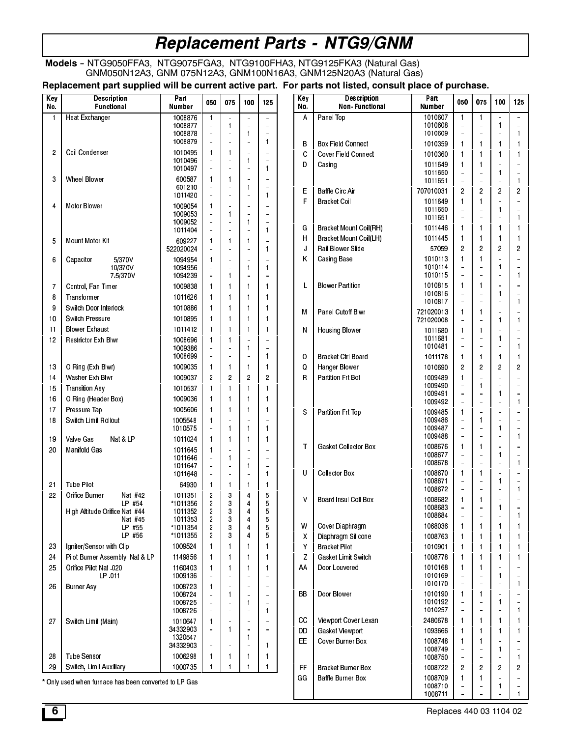# Replacement Parts - NTG9/GNM

**Models** - NTG9050FFA3, NTG9075FGA3, NTG9100FHA3, NTG9125FKA3 (Natural Gas)
GNM050N12A3, GNM 075N12A3, GNM100N16A3, GNM125N20A3 (Natural Gas)

**Replacement part supplied will be current active part. For parts not listed, consult place of purchase.**

| Key No. | Description Functional | Part Number | 050 | 075 | 100 | 125 |
|---|---|---|---|---|---|---|
| 1 | Heat Exchanger | 1008876 | 1 | - | - | - |
| | | 1008877 | - | 1 | - | - |
| | | 1008878 | - | - | 1 | - |
| | | 1008879 | - | - | - | 1 |
| 2 | Coil Condenser | 1010495 | 1 | 1 | - | - |
| | | 1010496 | - | - | 1 | - |
| | | 1010497 | - | - | - | 1 |
| 3 | Wheel Blower | 600587 | 1 | 1 | - | - |
| | | 601210 | - | - | 1 | - |
| | | 1011420 | - | - | - | 1 |
| 4 | Motor Blower | 1009054 | 1 | - | - | - |
| | | 1009053 | - | 1 | - | - |
| | | 1009052 | - | - | 1 | - |
| | | 1011404 | - | - | - | 1 |
| 5 | Mount Motor Kit | 609227 | 1 | 1 | 1 | - |
| | | 522020024 | - | - | - | 1 |
| 6 | Capacitor 5/370V | 1094954 | 1 | - | - | - |
| | 10/370V | 1094956 | - | - | 1 | 1 |
| | 7.5/370V | 1094239 | - | 1 | - | - |
| 7 | Control, Fan Timer | 1009838 | 1 | 1 | 1 | 1 |
| 8 | Transformer | 1011626 | 1 | 1 | 1 | 1 |
| 9 | Switch Door Interlock | 1010886 | 1 | 1 | 1 | 1 |
| 10 | Switch Pressure | 1010895 | 1 | 1 | 1 | 1 |
| 11 | Blower Exhaust | 1011412 | 1 | 1 | 1 | 1 |
| 12 | Restrictor Exh Blwr | 1008696 | 1 | 1 | - | - |
| | | 1009386 | - | - | 1 | - |
| | | 1008699 | - | - | - | 1 |
| 13 | O Ring (Exh Blwr) | 1009035 | 1 | 1 | 1 | 1 |
| 14 | Washer Exh Blwr | 1009037 | 2 | 2 | 2 | 2 |
| 15 | Transition Asy | 1010537 | 1 | 1 | 1 | 1 |
| 16 | O Ring (Header Box) | 1009036 | 1 | 1 | 1 | 1 |
| 17 | Pressure Tap | 1005606 | 1 | 1 | 1 | 1 |
| 18 | Switch Limit Rollout | 1005548 | 1 | - | - | - |
| | | 1010575 | - | 1 | 1 | 1 |
| 19 | Valve Gas Nat & LP | 1011024 | 1 | 1 | 1 | 1 |
| 20 | Manifold Gas | 1011645 | 1 | - | - | - |
| | | 1011646 | - | 1 | - | - |
| | | 1011647 | - | - | 1 | - |
| | | 1011648 | - | - | - | 1 |
| 21 | Tube Pilot | 64930 | 1 | 1 | 1 | 1 |
| 22 | Orifice Burner Nat #42 | 1011351 | 2 | 3 | 4 | 5 |
| | LP #54 | *1011356 | 2 | 3 | 4 | 5 |
| | High Altitude Orifice Nat #44 | 1011352 | 2 | 3 | 4 | 5 |
| | Nat #45 | 1011353 | 2 | 3 | 4 | 5 |
| | LP #55 | *1011354 | 2 | 3 | 4 | 5 |
| | LP #56 | *1011355 | 2 | 3 | 4 | 5 |
| 23 | Igniter/Sensor with Clip | 1009524 | 1 | 1 | 1 | 1 |
| 24 | Pilot Burner Assembly Nat & LP | 1149856 | 1 | 1 | 1 | 1 |
| 25 | Orifice Pilot Nat .020 | 1160403 | 1 | 1 | 1 | 1 |
| | LP .011 | 1009136 | - | - | - | - |
| 26 | Burner Asy | 1008723 | 1 | - | - | - |
| | | 1008724 | - | 1 | - | - |
| | | 1008725 | - | - | 1 | - |
| | | 1008726 | - | - | - | 1 |
| 27 | Switch Limit (Main) | 1010647 | 1 | - | - | - |
| | | 34332903 | - | 1 | - | - |
| | | 1320547 | - | - | 1 | - |
| | | 34332903 | - | - | - | 1 |
| 28 | Tube Sensor | 1006298 | 1 | 1 | 1 | 1 |
| 29 | Switch, Limit Auxiliary | 1000735 | 1 | 1 | 1 | 1 |

\* Only used when furnace has been converted to LP Gas

| Key No. | Description Non-Functional | Part Number | 050 | 075 | 100 | 125 |
|---|---|---|---|---|---|---|
| A | Panel Top | 1010607 | 1 | 1 | - | - |
| | | 1010608 | - | - | 1 | - |
| | | 1010609 | - | - | - | 1 |
| B | Box Field Connect | 1010359 | 1 | 1 | 1 | 1 |
| C | Cover Field Connect | 1010360 | 1 | 1 | 1 | 1 |
| D | Casing | 1011649 | 1 | 1 | - | - |
| | | 1011650 | - | - | 1 | - |
| | | 1011651 | - | - | - | 1 |
| E | Baffle Circ Air | 707010031 | 2 | 2 | 2 | 2 |
| F | Bracket Coil | 1011649 | 1 | 1 | - | - |
| | | 1011650 | - | - | 1 | - |
| | | 1011651 | - | - | - | 1 |
| G | Bracket Mount Coil(RH) | 1011446 | 1 | 1 | 1 | 1 |
| H | Bracket Mount Coil(LH) | 1011445 | 1 | 1 | 1 | 1 |
| J | Rail Blower Slide | 57059 | 2 | 2 | 2 | 2 |
| K | Casing Base | 1010113 | 1 | 1 | - | - |
| | | 1010114 | - | - | 1 | - |
| | | 1010115 | - | - | - | 1 |
| L | Blower Partition | 1010815 | 1 | 1 | - | - |
| | | 1010816 | - | - | 1 | - |
| | | 1010817 | - | - | - | 1 |
| M | Panel Cutoff Blwr | 721020013 | 1 | 1 | - | - |
| | | 721020008 | - | - | 1 | 1 |
| N | Housing Blower | 1011680 | 1 | 1 | - | - |
| | | 1011681 | - | - | 1 | - |
| | | 1010481 | - | - | - | 1 |
| O | Bracket Ctrl Board | 1011178 | 1 | 1 | 1 | 1 |
| Q | Hanger Blower | 1010690 | 2 | 2 | 2 | 2 |
| R | Partition Frt Bot | 1009489 | 1 | - | - | - |
| | | 1009490 | - | 1 | - | - |
| | | 1009491 | - | - | 1 | - |
| | | 1009492 | - | - | - | 1 |
| S | Partition Frt Top | 1009485 | 1 | - | - | - |
| | | 1009486 | - | 1 | - | - |
| | | 1009487 | - | - | 1 | - |
| | | 1009488 | - | - | - | 1 |
| T | Gasket Collector Box | 1008676 | 1 | 1 | - | - |
| | | 1008677 | - | - | 1 | - |
| | | 1008678 | - | - | - | 1 |
| U | Collector Box | 1008670 | 1 | 1 | - | - |
| | | 1008671 | - | - | 1 | - |
| | | 1008672 | - | - | - | 1 |
| V | Board Insul Coll Box | 1008682 | 1 | 1 | - | - |
| | | 1008683 | - | - | 1 | - |
| | | 1008684 | - | - | - | 1 |
| W | Cover Diaphragm | 1068036 | 1 | 1 | 1 | 1 |
| X | Diaphragm Silicone | 1008763 | 1 | 1 | 1 | 1 |
| Y | Bracket Pilot | 1010901 | 1 | 1 | 1 | 1 |
| Z | Gasket Limit Switch | 1008778 | 1 | 1 | 1 | 1 |
| AA | Door Louvered | 1010168 | 1 | 1 | - | - |
| | | 1010169 | - | - | 1 | - |
| | | 1010170 | - | - | - | 1 |
| BB | Door Blower | 1010190 | 1 | 1 | - | - |
| | | 1010192 | - | - | 1 | - |
| | | 1010257 | - | - | - | 1 |
| CC | Viewport Cover Lexan | 2480678 | 1 | 1 | 1 | 1 |
| DD | Gasket Viewport | 1093666 | 1 | 1 | 1 | 1 |
| EE | Cover Burner Box | 1008748 | 1 | 1 | - | - |
| | | 1008749 | - | - | 1 | - |
| | | 1008750 | - | - | - | 1 |
| FF | Bracket Burner Box | 1008722 | 2 | 2 | 2 | 2 |
| GG | Baffle Burner Box | 1008709 | 1 | 1 | - | - |
| | | 1008710 | - | - | 1 | - |
| | | 1008711 | - | - | - | 1 |

Replaces 440 03 1104 02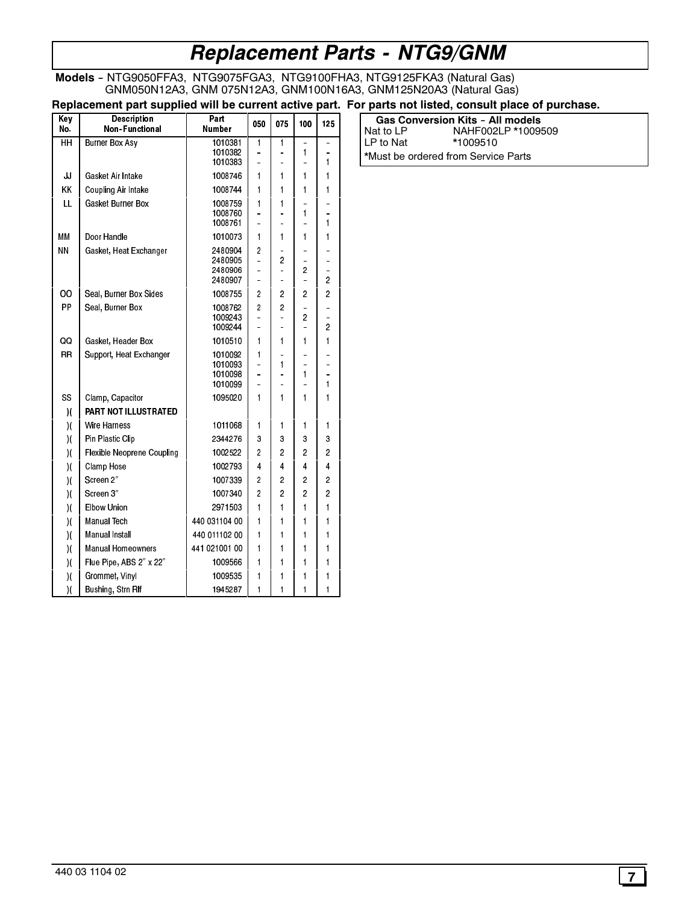# Replacement Parts - NTG9/GNM

**Models** - NTG9050FFA3, NTG9075FGA3, NTG9100FHA3, NTG9125FKA3 (Natural Gas)
GNM050N12A3, GNM 075N12A3, GNM100N16A3, GNM125N20A3 (Natural Gas)

**Replacement part supplied will be current active part. For parts not listed, consult place of purchase.**

| Key No. | Description Non-Functional | Part Number | 050 | 075 | 100 | 125 |
|---|---|---|---|---|---|---|
| HH | Burner Box Asy | 1010381 | 1 | 1 | - | - |
| | | 1010382 | - | - | 1 | - |
| | | 1010383 | - | - | - | 1 |
| JJ | Gasket Air Intake | 1008746 | 1 | 1 | 1 | 1 |
| KK | Coupling Air Intake | 1008744 | 1 | 1 | 1 | 1 |
| LL | Gasket Burner Box | 1008759 | 1 | 1 | - | - |
| | | 1008760 | - | - | 1 | - |
| | | 1008761 | - | - | - | 1 |
| MM | Door Handle | 1010073 | 1 | 1 | 1 | 1 |
| NN | Gasket, Heat Exchanger | 2480904 | 2 | - | - | - |
| | | 2480905 | - | 2 | - | - |
| | | 2480906 | - | - | 2 | - |
| | | 2480907 | - | - | - | 2 |
| OO | Seal, Burner Box Sides | 1008755 | 2 | 2 | 2 | 2 |
| PP | Seal, Burner Box | 1008762 | 2 | 2 | - | - |
| | | 1009243 | - | - | 2 | - |
| | | 1009244 | - | - | - | 2 |
| QQ | Gasket, Header Box | 1010510 | 1 | 1 | 1 | 1 |
| RR | Support, Heat Exchanger | 1010092 | 1 | - | - | - |
| | | 1010093 | - | 1 | - | - |
| | | 1010098 | - | - | 1 | - |
| | | 1010099 | - | - | - | 1 |
| SS | Clamp, Capacitor | 1095020 | 1 | 1 | 1 | 1 |
| )( | **PART NOT ILLUSTRATED** | | | | | |
| )( | Wire Harness | 1011068 | 1 | 1 | 1 | 1 |
| )( | Pin Plastic Clip | 2344276 | 3 | 3 | 3 | 3 |
| )( | Flexible Neoprene Coupling | 1002522 | 2 | 2 | 2 | 2 |
| )( | Clamp Hose | 1002793 | 4 | 4 | 4 | 4 |
| )( | Screen 2″ | 1007339 | 2 | 2 | 2 | 2 |
| )( | Screen 3″ | 1007340 | 2 | 2 | 2 | 2 |
| )( | Elbow Union | 2971503 | 1 | 1 | 1 | 1 |
| )( | Manual Tech | 440 031104 00 | 1 | 1 | 1 | 1 |
| )( | Manual Install | 440 011102 00 | 1 | 1 | 1 | 1 |
| )( | Manual Homeowners | 441 021001 00 | 1 | 1 | 1 | 1 |
| )( | Flue Pipe, ABS 2″ x 22″ | 1009566 | 1 | 1 | 1 | 1 |
| )( | Grommet, Vinyl | 1009535 | 1 | 1 | 1 | 1 |
| )( | Bushing, Strn Rlf | 1945287 | 1 | 1 | 1 | 1 |

| Gas Conversion Kits - All models | |
|---|---|
| Nat to LP | NAHF002LP *1009509 |
| LP to Nat | *1009510 |

*Must be ordered from Service Parts

440 03 1104 02